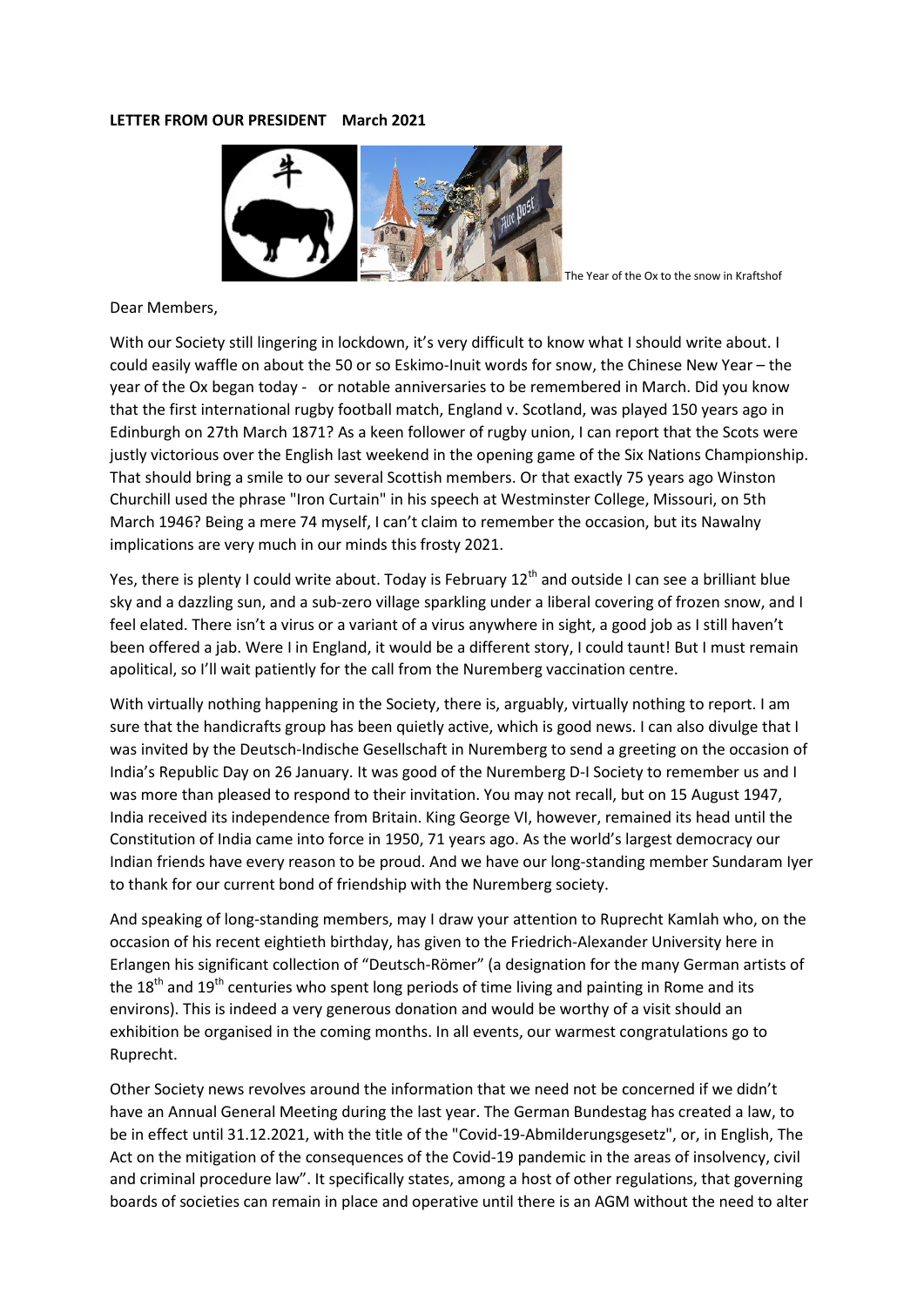**LETTER FROM OUR PRESIDENT    March 2021**

The Year of the Ox to the snow in Kraftshof

Dear Members,

With our Society still lingering in lockdown, it's very difficult to know what I should write about. I could easily waffle on about the 50 or so Eskimo-Inuit words for snow, the Chinese New Year – the year of the Ox began today - or notable anniversaries to be remembered in March. Did you know that the first international rugby football match, England v. Scotland, was played 150 years ago in Edinburgh on 27th March 1871? As a keen follower of rugby union, I can report that the Scots were justly victorious over the English last weekend in the opening game of the Six Nations Championship. That should bring a smile to our several Scottish members. Or that exactly 75 years ago Winston Churchill used the phrase "Iron Curtain" in his speech at Westminster College, Missouri, on 5th March 1946? Being a mere 74 myself, I can't claim to remember the occasion, but its Nawalny implications are very much in our minds this frosty 2021.

Yes, there is plenty I could write about. Today is February 12th and outside I can see a brilliant blue sky and a dazzling sun, and a sub-zero village sparkling under a liberal covering of frozen snow, and I feel elated. There isn't a virus or a variant of a virus anywhere in sight, a good job as I still haven't been offered a jab. Were I in England, it would be a different story, I could taunt! But I must remain apolitical, so I'll wait patiently for the call from the Nuremberg vaccination centre.

With virtually nothing happening in the Society, there is, arguably, virtually nothing to report. I am sure that the handicrafts group has been quietly active, which is good news. I can also divulge that I was invited by the Deutsch-Indische Gesellschaft in Nuremberg to send a greeting on the occasion of India's Republic Day on 26 January. It was good of the Nuremberg D-I Society to remember us and I was more than pleased to respond to their invitation. You may not recall, but on 15 August 1947, India received its independence from Britain. King George VI, however, remained its head until the Constitution of India came into force in 1950, 71 years ago. As the world's largest democracy our Indian friends have every reason to be proud. And we have our long-standing member Sundaram Iyer to thank for our current bond of friendship with the Nuremberg society.

And speaking of long-standing members, may I draw your attention to Ruprecht Kamlah who, on the occasion of his recent eightieth birthday, has given to the Friedrich-Alexander University here in Erlangen his significant collection of "Deutsch-Römer" (a designation for the many German artists of the 18th and 19th centuries who spent long periods of time living and painting in Rome and its environs). This is indeed a very generous donation and would be worthy of a visit should an exhibition be organised in the coming months. In all events, our warmest congratulations go to Ruprecht.

Other Society news revolves around the information that we need not be concerned if we didn't have an Annual General Meeting during the last year. The German Bundestag has created a law, to be in effect until 31.12.2021, with the title of the "Covid-19-Abmilderungsgesetz", or, in English, The Act on the mitigation of the consequences of the Covid-19 pandemic in the areas of insolvency, civil and criminal procedure law". It specifically states, among a host of other regulations, that governing boards of societies can remain in place and operative until there is an AGM without the need to alter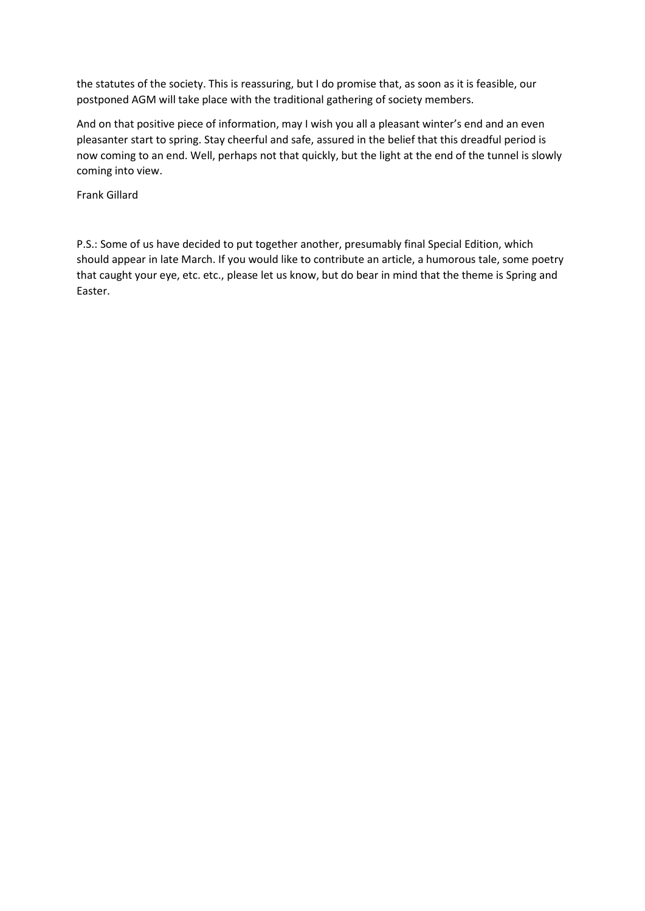the statutes of the society. This is reassuring, but I do promise that, as soon as it is feasible, our postponed AGM will take place with the traditional gathering of society members.

And on that positive piece of information, may I wish you all a pleasant winter's end and an even pleasanter start to spring. Stay cheerful and safe, assured in the belief that this dreadful period is now coming to an end. Well, perhaps not that quickly, but the light at the end of the tunnel is slowly coming into view.

Frank Gillard

P.S.: Some of us have decided to put together another, presumably final Special Edition, which should appear in late March. If you would like to contribute an article, a humorous tale, some poetry that caught your eye, etc. etc., please let us know, but do bear in mind that the theme is Spring and Easter.